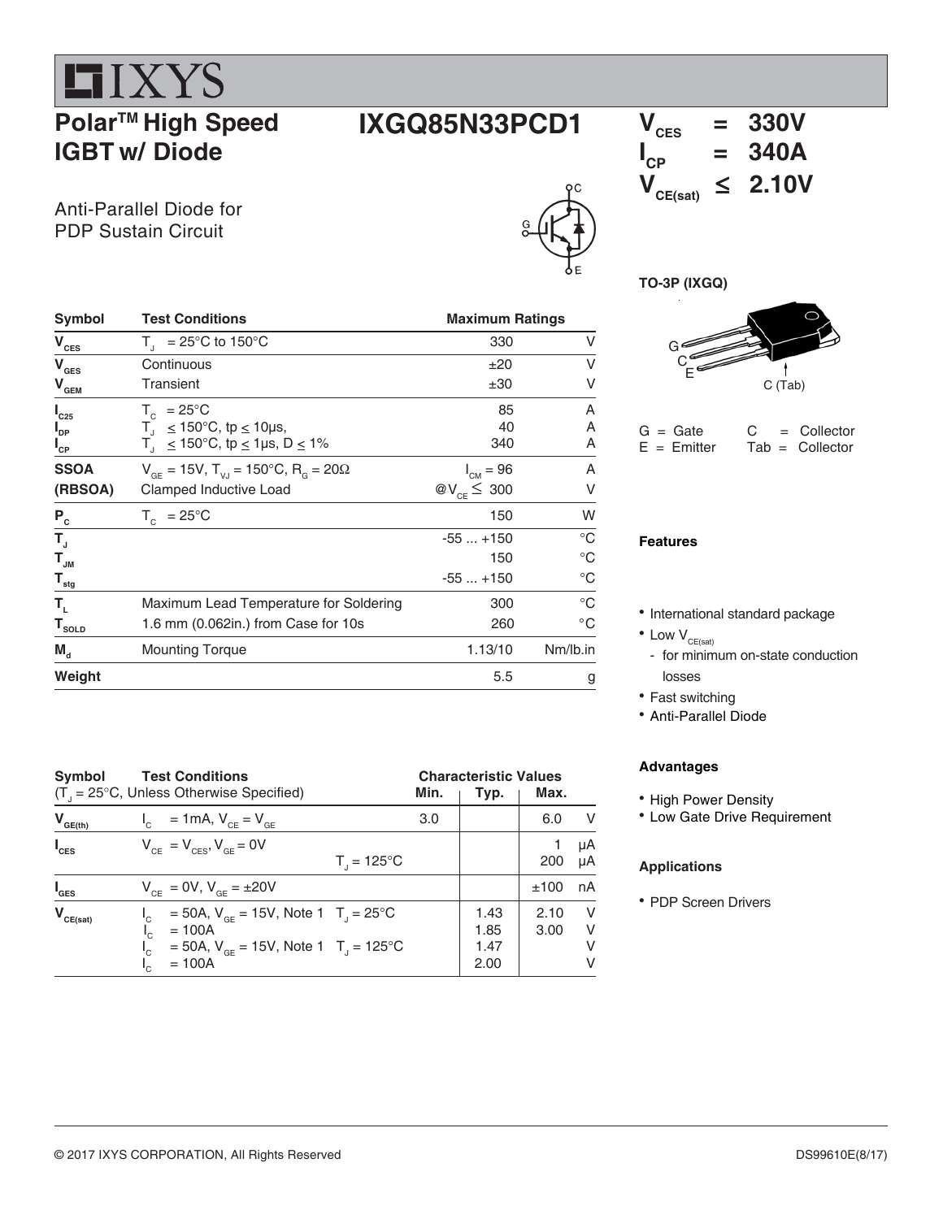IXYS

# Polar™ High Speed IGBT w/ Diode

# IXGQ85N33PCD1

$V_{CES}$ = 330V
$I_{CP}$ = 340A
$V_{CE(sat)}$ ≤ 2.10V

Anti-Parallel Diode for PDP Sustain Circuit

TO-3P (IXGQ)

G = Gate  C = Collector
E = Emitter  Tab = Collector

| Symbol | Test Conditions | Maximum Ratings | |
|---|---|---|---|
| $V_{CES}$ | $T_J$ = 25°C to 150°C | 330 | V |
| $V_{GES}$ | Continuous | ±20 | V |
| $V_{GEM}$ | Transient | ±30 | V |
| $I_{C25}$ | $T_C$ = 25°C | 85 | A |
| $I_{DP}$ | $T_J$ ≤ 150°C, tp ≤ 10µs, | 40 | A |
| $I_{CP}$ | $T_J$ ≤ 150°C, tp ≤ 1µs, D ≤ 1% | 340 | A |
| SSOA | $V_{GE}$ = 15V, $T_{VJ}$ = 150°C, $R_G$ = 20Ω | $I_{CM}$ = 96 | A |
| (RBSOA) | Clamped Inductive Load | @$V_{CE}$ ≤ 300 | V |
| $P_C$ | $T_C$ = 25°C | 150 | W |
| $T_J$ | | -55 ... +150 | °C |
| $T_{JM}$ | | 150 | °C |
| $T_{stg}$ | | -55 ... +150 | °C |
| $T_L$ | Maximum Lead Temperature for Soldering | 300 | °C |
| $T_{SOLD}$ | 1.6 mm (0.062in.) from Case for 10s | 260 | °C |
| $M_d$ | Mounting Torque | 1.13/10 | Nm/lb.in |
| Weight | | 5.5 | g |

| Symbol | Test Conditions ($T_J$ = 25°C, Unless Otherwise Specified) | Characteristic Values Min. | Typ. | Max. | |
|---|---|---|---|---|---|
| $V_{GE(th)}$ | $I_C$ = 1mA, $V_{CE}$ = $V_{GE}$ | 3.0 | | 6.0 | V |
| $I_{CES}$ | $V_{CE}$ = $V_{CES}$, $V_{GE}$ = 0V | | | 1 | µA |
| | $T_J$ = 125°C | | | 200 | µA |
| $I_{GES}$ | $V_{CE}$ = 0V, $V_{GE}$ = ±20V | | | ±100 | nA |
| $V_{CE(sat)}$ | $I_C$ = 50A, $V_{GE}$ = 15V, Note 1 $T_J$ = 25°C | | 1.43 | 2.10 | V |
| | $I_C$ = 100A | | 1.85 | 3.00 | V |
| | $I_C$ = 50A, $V_{GE}$ = 15V, Note 1 $T_J$ = 125°C | | 1.47 | | V |
| | $I_C$ = 100A | | 2.00 | | V |

### Features

- International standard package
- Low $V_{CE(sat)}$
  - for minimum on-state conduction losses
- Fast switching
- Anti-Parallel Diode

### Advantages

- High Power Density
- Low Gate Drive Requirement

### Applications

- PDP Screen Drivers

© 2017 IXYS CORPORATION, All Rights Reserved

DS99610E(8/17)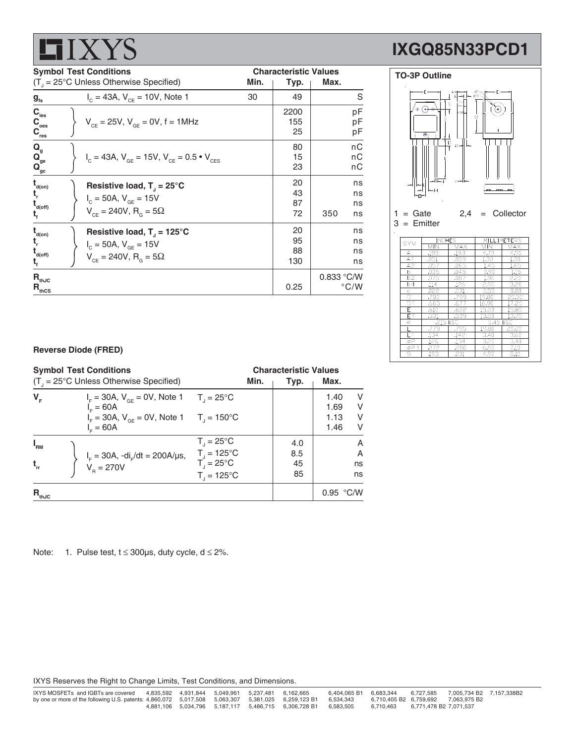| Symbol | Test Conditions ($T_J$ = 25°C Unless Otherwise Specified) | Min. | Typ. | Max. | Unit |
|---|---|---|---|---|---|
| $g_{fs}$ | $I_C$ = 43A, $V_{CE}$ = 10V, Note 1 | 30 | 49 | | S |
| $C_{ies}$ | $V_{CE}$ = 25V, $V_{GE}$ = 0V, f = 1MHz | | 2200 | | pF |
| $C_{oes}$ | | | 155 | | pF |
| $C_{res}$ | | | 25 | | pF |
| $Q_g$ | $I_C$ = 43A, $V_{GE}$ = 15V, $V_{CE}$ = 0.5 • $V_{CES}$ | | 80 | | nC |
| $Q_{ge}$ | | | 15 | | nC |
| $Q_{gc}$ | | | 23 | | nC |
| $t_{d(on)}$ | **Resistive load, $T_J$ = 25°C** $I_C$ = 50A, $V_{GE}$ = 15V $V_{CE}$ = 240V, $R_G$ = 5Ω | | 20 | | ns |
| $t_r$ | | | 43 | | ns |
| $t_{d(off)}$ | | | 87 | | ns |
| $t_f$ | | | 72 | 350 | ns |
| $t_{d(on)}$ | **Resistive load, $T_J$ = 125°C** $I_C$ = 50A, $V_{GE}$ = 15V $V_{CE}$ = 240V, $R_G$ = 5Ω | | 20 | | ns |
| $t_r$ | | | 95 | | ns |
| $t_{d(off)}$ | | | 88 | | ns |
| $t_f$ | | | 130 | | ns |
| $R_{thJC}$ | | | | 0.833 | °C/W |
| $R_{thCS}$ | | | 0.25 | | °C/W |

### TO-3P Outline

1 = Gate 2,4 = Collector
3 = Emitter

| SYM | INCHES MIN | INCHES MAX | MILLIMETERS MIN | MILLIMETERS MAX |
|---|---|---|---|---|
| A | .185 | .193 | 4.70 | 4.90 |
| A1 | .051 | .059 | 1.30 | 1.50 |
| A2 | .057 | .065 | 1.45 | 1.65 |
| b | .035 | .045 | 0.90 | 1.15 |
| b2 | .075 | .087 | 1.90 | 2.20 |
| b4 | .114 | .126 | 2.90 | 3.20 |
| c | .022 | .031 | 0.55 | 0.80 |
| D | .780 | .799 | 19.80 | 20.30 |
| D1 | .665 | .677 | 16.90 | 17.20 |
| E | .610 | .622 | 15.50 | 15.80 |
| E1 | .531 | .539 | 13.50 | 13.70 |
| e | .215 BSC | | 5.45 BSC | |
| L | .779 | .795 | 19.80 | 20.20 |
| L1 | .134 | .142 | 3.40 | 3.60 |
| ØP | .126 | .134 | 3.20 | 3.40 |
| ØP1 | .272 | .280 | 6.90 | 7.10 |
| S | .193 | .201 | 4.90 | 5.10 |

### Reverse Diode (FRED)

| Symbol | Test Conditions ($T_J$ = 25°C Unless Otherwise Specified) | | Min. | Typ. | Max. | Unit |
|---|---|---|---|---|---|---|
| $V_F$ | $I_F$ = 30A, $V_{GE}$ = 0V, Note 1 | $T_J$ = 25°C | | | 1.40 | V |
| | $I_F$ = 60A | | | | 1.69 | V |
| | $I_F$ = 30A, $V_{GE}$ = 0V, Note 1 | $T_J$ = 150°C | | | 1.13 | V |
| | $I_F$ = 60A | | | | 1.46 | V |
| $I_{RM}$ | $I_F$ = 30A, $-di_F/dt$ = 200A/µs, $V_R$ = 270V | $T_J$ = 25°C | | 4.0 | | A |
| | | $T_J$ = 125°C | | 8.5 | | A |
| $t_{rr}$ | | $T_J$ = 25°C | | 45 | | ns |
| | | $T_J$ = 125°C | | 85 | | ns |
| $R_{thJC}$ | | | | | 0.95 | °C/W |

Note: 1. Pulse test, t ≤ 300µs, duty cycle, d ≤ 2%.

IXYS Reserves the Right to Change Limits, Test Conditions, and Dimensions.

IXYS MOSFETs and IGBTs are covered by one or more of the following U.S. patents: 4,835,592 4,860,072 4,881,106 4,931,844 5,017,508 5,034,796 5,049,961 5,063,307 5,187,117 5,237,481 5,381,025 5,486,715 6,162,665 6,259,123 B1 6,306,728 B1 6,404,065 B1 6,534,343 6,583,505 6,683,344 6,710,405 B2 6,710,463 6,727,585 6,759,692 6,771,478 B2 7,005,734 B2 7,063,975 B2 7,071,537 7,157,338B2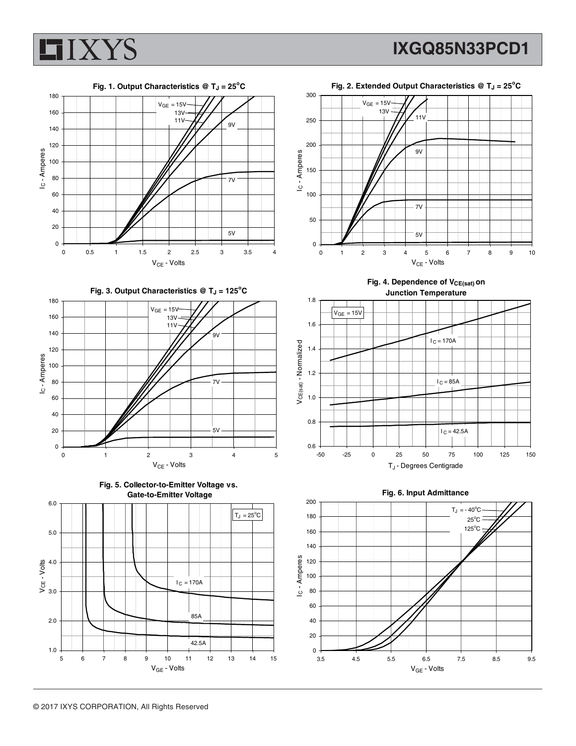**Fig. 1. Output Characteristics @ $T_J$ = 25°C**

$V_{GE}$ = 15V, 13V, 11V, 9V, 7V, 5V

$I_C$ - Amperes vs. $V_{CE}$ - Volts

**Fig. 2. Extended Output Characteristics @ $T_J$ = 25°C**

$V_{GE}$ = 15V, 13V, 11V, 9V, 7V, 5V

$I_C$ - Amperes vs. $V_{CE}$ - Volts

**Fig. 3. Output Characteristics @ $T_J$ = 125°C**

$V_{GE}$ = 15V, 13V, 11V, 9V, 7V, 5V

$I_C$ - Amperes vs. $V_{CE}$ - Volts

**Fig. 4. Dependence of $V_{CE(sat)}$ on Junction Temperature**

$V_{GE}$ = 15V

$I_C$ = 170A, $I_C$ = 85A, $I_C$ = 42.5A

$V_{CE(sat)}$ - Normalized vs. $T_J$ - Degrees Centigrade

**Fig. 5. Collector-to-Emitter Voltage vs. Gate-to-Emitter Voltage**

$T_J$ = 25°C

$I_C$ = 170A, 85A, 42.5A

$V_{CE}$ - Volts vs. $V_{GE}$ - Volts

**Fig. 6. Input Admittance**

$T_J$ = - 40°C, 25°C, 125°C

$I_C$ - Amperes vs. $V_{GE}$ - Volts

© 2017 IXYS CORPORATION, All Rights Reserved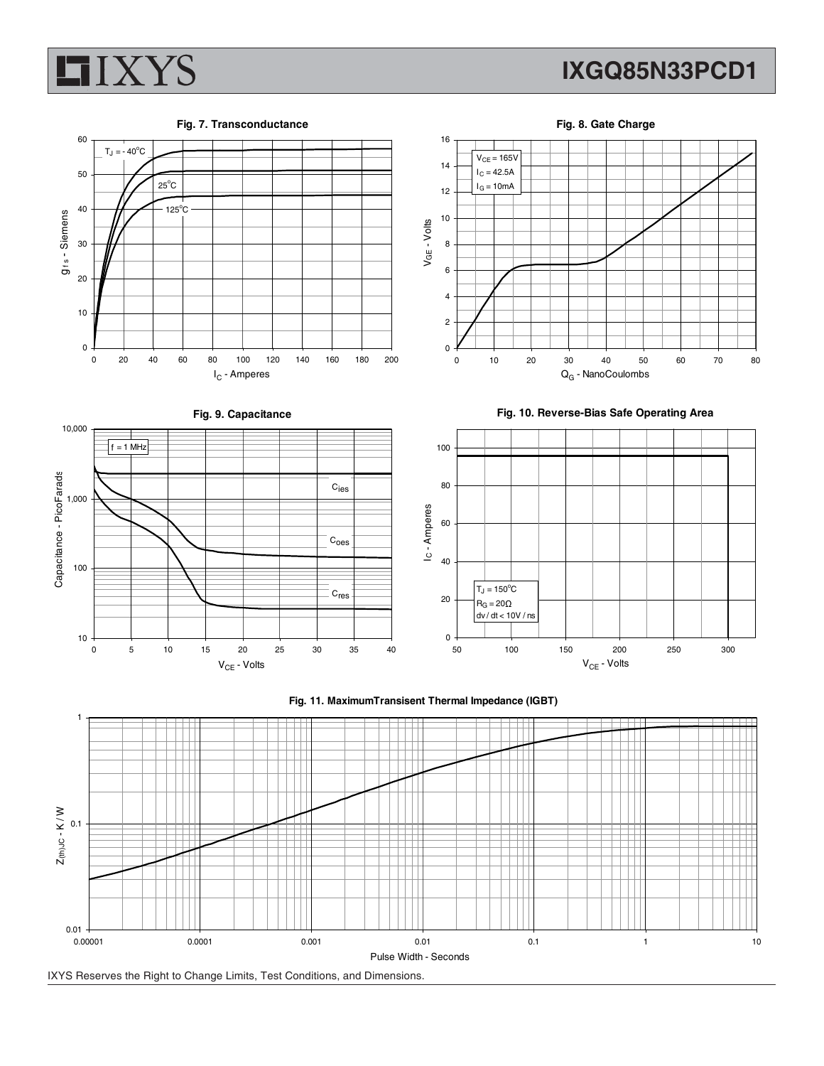**Fig. 7. Transconductance**

$T_J = -40^{\circ}C$

$25^{\circ}C$

$125^{\circ}C$

$g_{fs}$ - Siemens

$I_C$ - Amperes

**Fig. 8. Gate Charge**

$V_{CE} = 165V$
$I_C = 42.5A$
$I_G = 10mA$

$V_{GE}$ - Volts

$Q_G$ - NanoCoulombs

**Fig. 9. Capacitance**

f = 1 MHz

$C_{ies}$

$C_{oes}$

$C_{res}$

Capacitance - PicoFarads

$V_{CE}$ - Volts

**Fig. 10. Reverse-Bias Safe Operating Area**

$T_J = 150^{\circ}C$
$R_G = 20\Omega$
dv / dt < 10V / ns

$I_C$ - Amperes

$V_{CE}$ - Volts

**Fig. 11. MaximumTransisent Thermal Impedance (IGBT)**

$Z_{(th)JC}$ - K / W

Pulse Width - Seconds

IXYS Reserves the Right to Change Limits, Test Conditions, and Dimensions.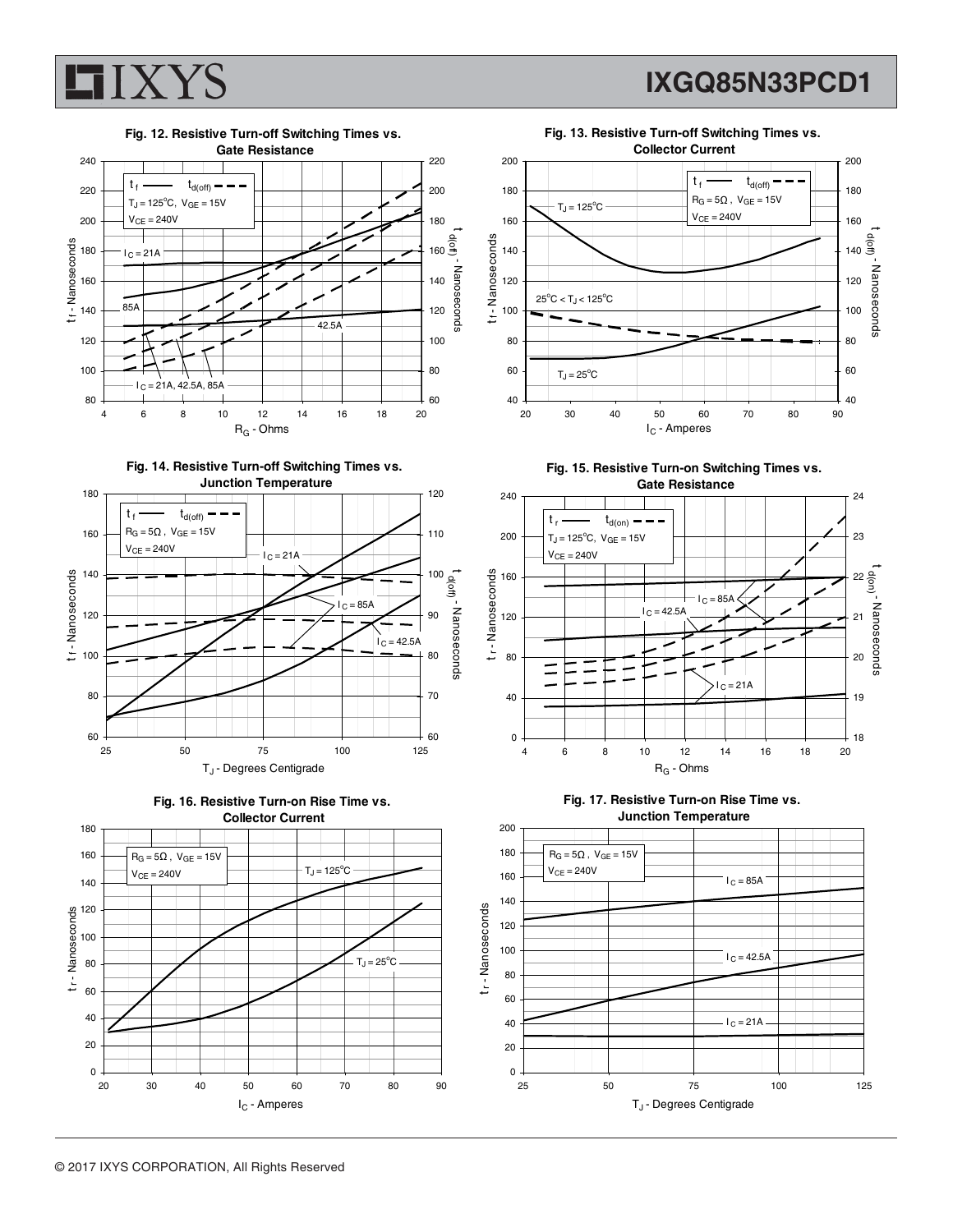**Fig. 12. Resistive Turn-off Switching Times vs. Gate Resistance**

$t_f$ — $t_{d(off)}$ - - -
$T_J = 125^oC$, $V_{GE} = 15V$
$V_{CE} = 240V$

$I_C = 21A$, 85A, 42.5A, $I_C = 21A, 42.5A, 85A$

$t_f$ - Nanoseconds; $t_{d(off)}$ - Nanoseconds; $R_G$ - Ohms

**Fig. 13. Resistive Turn-off Switching Times vs. Collector Current**

$t_f$ — $t_{d(off)}$ - - -
$R_G = 5\Omega$, $V_{GE} = 15V$
$V_{CE} = 240V$

$T_J = 125^oC$, $25^oC < T_J < 125^oC$, $T_J = 25^oC$

$t_f$ - Nanoseconds; $t_{d(off)}$ - Nanoseconds; $I_C$ - Amperes

**Fig. 14. Resistive Turn-off Switching Times vs. Junction Temperature**

$t_f$ — $t_{d(off)}$ - - -
$R_G = 5\Omega$, $V_{GE} = 15V$
$V_{CE} = 240V$

$I_C = 21A$, $I_C = 85A$, $I_C = 42.5A$

$t_f$ - Nanoseconds; $t_{d(off)}$ - Nanoseconds; $T_J$ - Degrees Centigrade

**Fig. 15. Resistive Turn-on Switching Times vs. Gate Resistance**

$t_r$ — $t_{d(on)}$ - - -
$T_J = 125^oC$, $V_{GE} = 15V$
$V_{CE} = 240V$

$I_C = 85A$, $I_C = 42.5A$, $I_C = 21A$

$t_r$ - Nanoseconds; $t_{d(on)}$ - Nanoseconds; $R_G$ - Ohms

**Fig. 16. Resistive Turn-on Rise Time vs. Collector Current**

$R_G = 5\Omega$, $V_{GE} = 15V$
$V_{CE} = 240V$

$T_J = 125^oC$, $T_J = 25^oC$

$t_r$ - Nanoseconds; $I_C$ - Amperes

**Fig. 17. Resistive Turn-on Rise Time vs. Junction Temperature**

$R_G = 5\Omega$, $V_{GE} = 15V$
$V_{CE} = 240V$

$I_C = 85A$, $I_C = 42.5A$, $I_C = 21A$

$t_r$ - Nanoseconds; $T_J$ - Degrees Centigrade

© 2017 IXYS CORPORATION, All Rights Reserved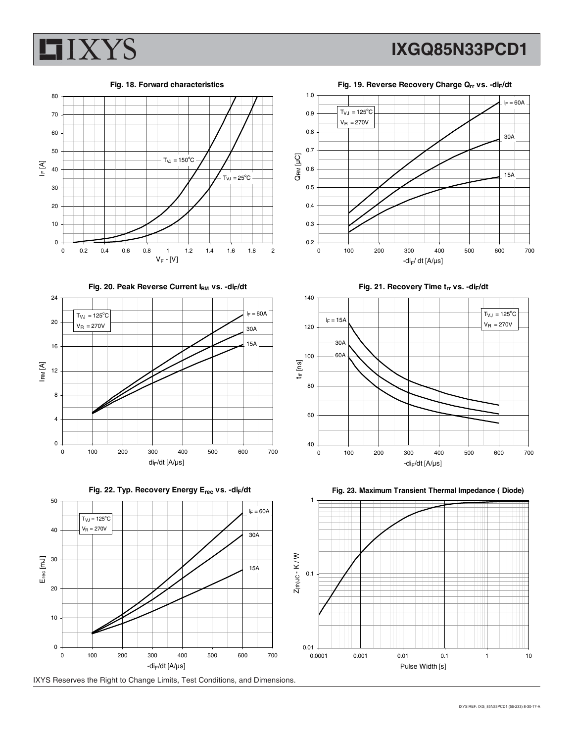**Fig. 18. Forward characteristics**

$I_F$ [A]

80
70
60
50
40
30
20
10
0

0 0.2 0.4 0.6 0.8 1 1.2 1.4 1.6 1.8 2

$V_F$ - [V]

$T_{VJ}$ = 150°C

$T_{VJ}$ = 25°C

**Fig. 19. Reverse Recovery Charge $Q_{rr}$ vs. -$di_F$/dt**

$Q_{RM}$ [μC]

1.0
0.9
0.8
0.7
0.6
0.5
0.4
0.3
0.2

0 100 200 300 400 500 600 700

-$di_F$/ dt [A/μs]

$T_{VJ}$ = 125°C
$V_R$ = 270V

$I_F$ = 60A
30A
15A

**Fig. 20. Peak Reverse Current $I_{RM}$ vs. -$di_F$/dt**

$I_{RM}$ [A]

24
20
16
12
8
4
0

0 100 200 300 400 500 600 700

$di_F$/dt [A/μs]

$T_{VJ}$ = 125°C
$V_R$ = 270V

$I_F$ = 60A
30A
15A

**Fig. 21. Recovery Time $t_{rr}$ vs. -$di_F$/dt**

$t_{rr}$ [ns]

140
120
100
80
60
40

0 100 200 300 400 500 600 700

-$di_F$/dt [A/μs]

$T_{VJ}$ = 125°C
$V_R$ = 270V

$I_F$ = 15A
30A
60A

**Fig. 22. Typ. Recovery Energy $E_{rec}$ vs. -$di_F$/dt**

$E_{rec}$ [mJ]

50
40
30
20
10
0

0 100 200 300 400 500 600 700

-$di_F$/dt [A/μs]

$T_{VJ}$ = 125°C
$V_R$ = 270V

$I_F$ = 60A
30A
15A

**Fig. 23. Maximum Transient Thermal Impedance ( Diode)**

$Z_{(th)JC}$ - K / W

1
0.1
0.01

0.0001 0.001 0.01 0.1 1 10

Pulse Width [s]

IXYS Reserves the Right to Change Limits, Test Conditions, and Dimensions.

IXYS REF: IXG_85N33PCD1 (55-233) 8-30-17-A